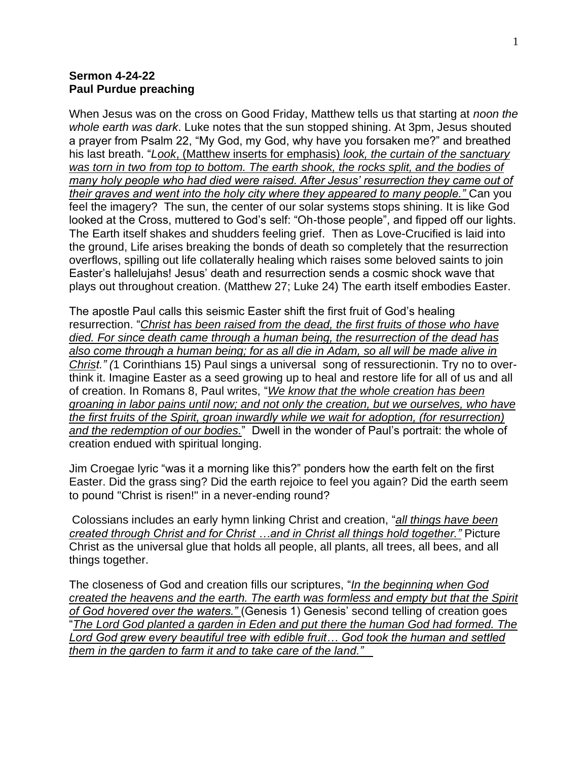**Sermon 4-24-22**
**Paul Purdue preaching**

When Jesus was on the cross on Good Friday, Matthew tells us that starting at *noon the whole earth was dark*. Luke notes that the sun stopped shining. At 3pm, Jesus shouted a prayer from Psalm 22, "My God, my God, why have you forsaken me?" and breathed his last breath. "*Look*, (Matthew inserts for emphasis) *look, the curtain of the sanctuary was torn in two from top to bottom. The earth shook, the rocks split, and the bodies of many holy people who had died were raised. After Jesus' resurrection they came out of their graves and went into the holy city where they appeared to many people."* Can you feel the imagery? The sun, the center of our solar systems stops shining. It is like God looked at the Cross, muttered to God's self: "Oh-those people", and fipped off our lights. The Earth itself shakes and shudders feeling grief. Then as Love-Crucified is laid into the ground, Life arises breaking the bonds of death so completely that the resurrection overflows, spilling out life collaterally healing which raises some beloved saints to join Easter's hallelujahs! Jesus' death and resurrection sends a cosmic shock wave that plays out throughout creation. (Matthew 27; Luke 24) The earth itself embodies Easter.

The apostle Paul calls this seismic Easter shift the first fruit of God's healing resurrection. "*Christ has been raised from the dead, the first fruits of those who have died. For since death came through a human being, the resurrection of the dead has also come through a human being; for as all die in Adam, so all will be made alive in Christ." (*1 Corinthians 15) Paul sings a universal song of ressurectionin. Try no to over-think it. Imagine Easter as a seed growing up to heal and restore life for all of us and all of creation. In Romans 8, Paul writes, "*We know that the whole creation has been groaning in labor pains until now; and not only the creation, but we ourselves, who have the first fruits of the Spirit, groan inwardly while we wait for adoption, (for resurrection) and the redemption of our bodies.*" Dwell in the wonder of Paul's portrait: the whole of creation endued with spiritual longing.

Jim Croegae lyric "was it a morning like this?" ponders how the earth felt on the first Easter. Did the grass sing? Did the earth rejoice to feel you again? Did the earth seem to pound "Christ is risen!" in a never-ending round?

Colossians includes an early hymn linking Christ and creation, "*all things have been created through Christ and for Christ …and in Christ all things hold together."* Picture Christ as the universal glue that holds all people, all plants, all trees, all bees, and all things together.

The closeness of God and creation fills our scriptures, "*In the beginning when God created the heavens and the earth. The earth was formless and empty but that the Spirit of God hovered over the waters."* (Genesis 1) Genesis' second telling of creation goes "*The Lord God planted a garden in Eden and put there the human God had formed. The Lord God grew every beautiful tree with edible fruit… God took the human and settled them in the garden to farm it and to take care of the land."*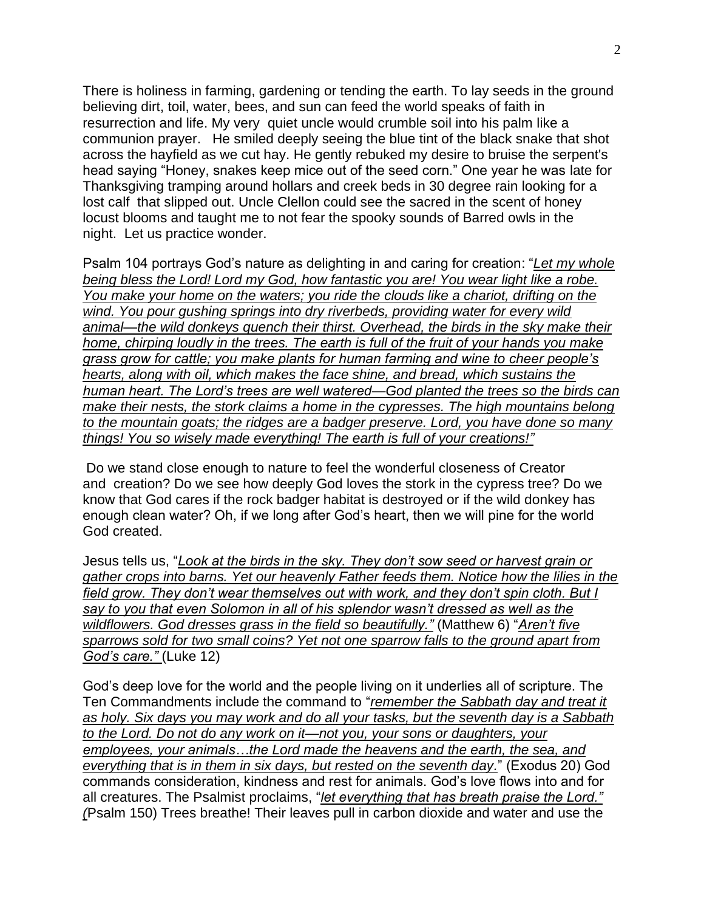There is holiness in farming, gardening or tending the earth. To lay seeds in the ground believing dirt, toil, water, bees, and sun can feed the world speaks of faith in resurrection and life. My very quiet uncle would crumble soil into his palm like a communion prayer. He smiled deeply seeing the blue tint of the black snake that shot across the hayfield as we cut hay. He gently rebuked my desire to bruise the serpent's head saying "Honey, snakes keep mice out of the seed corn." One year he was late for Thanksgiving tramping around hollars and creek beds in 30 degree rain looking for a lost calf that slipped out. Uncle Clellon could see the sacred in the scent of honey locust blooms and taught me to not fear the spooky sounds of Barred owls in the night. Let us practice wonder.

Psalm 104 portrays God's nature as delighting in and caring for creation: "*Let my whole being bless the Lord! Lord my God, how fantastic you are! You wear light like a robe. You make your home on the waters; you ride the clouds like a chariot, drifting on the wind. You pour gushing springs into dry riverbeds, providing water for every wild animal—the wild donkeys quench their thirst. Overhead, the birds in the sky make their home, chirping loudly in the trees. The earth is full of the fruit of your hands you make grass grow for cattle; you make plants for human farming and wine to cheer people's hearts, along with oil, which makes the face shine, and bread, which sustains the human heart. The Lord's trees are well watered—God planted the trees so the birds can make their nests, the stork claims a home in the cypresses. The high mountains belong to the mountain goats; the ridges are a badger preserve. Lord, you have done so many things! You so wisely made everything! The earth is full of your creations!"*

Do we stand close enough to nature to feel the wonderful closeness of Creator and creation? Do we see how deeply God loves the stork in the cypress tree? Do we know that God cares if the rock badger habitat is destroyed or if the wild donkey has enough clean water? Oh, if we long after God's heart, then we will pine for the world God created.

Jesus tells us, "*Look at the birds in the sky. They don't sow seed or harvest grain or gather crops into barns. Yet our heavenly Father feeds them. Notice how the lilies in the field grow. They don't wear themselves out with work, and they don't spin cloth. But I say to you that even Solomon in all of his splendor wasn't dressed as well as the wildflowers. God dresses grass in the field so beautifully."* (Matthew 6) "*Aren't five sparrows sold for two small coins? Yet not one sparrow falls to the ground apart from God's care."* (Luke 12)

God's deep love for the world and the people living on it underlies all of scripture. The Ten Commandments include the command to "*remember the Sabbath day and treat it as holy. Six days you may work and do all your tasks, but the seventh day is a Sabbath to the Lord. Do not do any work on it—not you, your sons or daughters, your employees, your animals…the Lord made the heavens and the earth, the sea, and everything that is in them in six days, but rested on the seventh day.*" (Exodus 20) God commands consideration, kindness and rest for animals. God's love flows into and for all creatures. The Psalmist proclaims, "*let everything that has breath praise the Lord."* (Psalm 150) Trees breathe! Their leaves pull in carbon dioxide and water and use the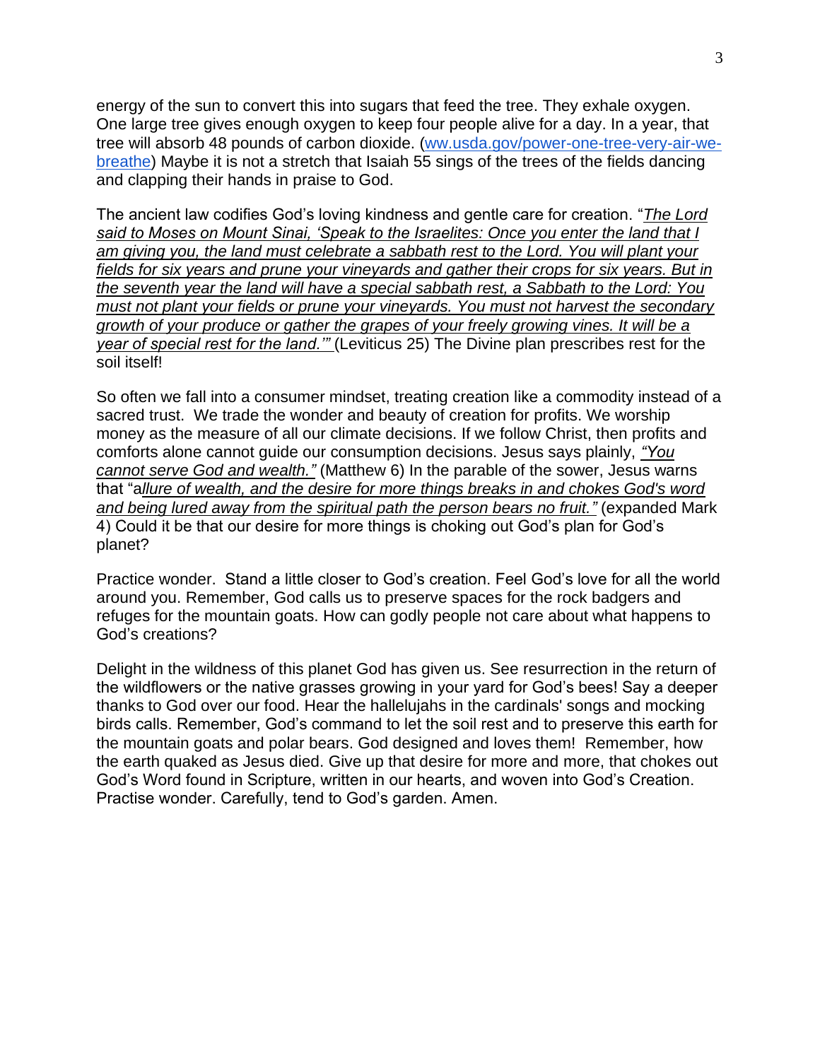energy of the sun to convert this into sugars that feed the tree. They exhale oxygen. One large tree gives enough oxygen to keep four people alive for a day. In a year, that tree will absorb 48 pounds of carbon dioxide. (ww.usda.gov/power-one-tree-very-air-we-breathe) Maybe it is not a stretch that Isaiah 55 sings of the trees of the fields dancing and clapping their hands in praise to God.

The ancient law codifies God's loving kindness and gentle care for creation. "*The Lord said to Moses on Mount Sinai, 'Speak to the Israelites: Once you enter the land that I am giving you, the land must celebrate a sabbath rest to the Lord. You will plant your fields for six years and prune your vineyards and gather their crops for six years. But in the seventh year the land will have a special sabbath rest, a Sabbath to the Lord: You must not plant your fields or prune your vineyards. You must not harvest the secondary growth of your produce or gather the grapes of your freely growing vines. It will be a year of special rest for the land.'"* (Leviticus 25) The Divine plan prescribes rest for the soil itself!

So often we fall into a consumer mindset, treating creation like a commodity instead of a sacred trust. We trade the wonder and beauty of creation for profits. We worship money as the measure of all our climate decisions. If we follow Christ, then profits and comforts alone cannot guide our consumption decisions. Jesus says plainly, *"You cannot serve God and wealth."* (Matthew 6) In the parable of the sower, Jesus warns that "a*llure of wealth, and the desire for more things breaks in and chokes God's word and being lured away from the spiritual path the person bears no fruit."* (expanded Mark 4) Could it be that our desire for more things is choking out God's plan for God's planet?

Practice wonder. Stand a little closer to God's creation. Feel God's love for all the world around you. Remember, God calls us to preserve spaces for the rock badgers and refuges for the mountain goats. How can godly people not care about what happens to God's creations?

Delight in the wildness of this planet God has given us. See resurrection in the return of the wildflowers or the native grasses growing in your yard for God's bees! Say a deeper thanks to God over our food. Hear the hallelujahs in the cardinals' songs and mocking birds calls. Remember, God's command to let the soil rest and to preserve this earth for the mountain goats and polar bears. God designed and loves them! Remember, how the earth quaked as Jesus died. Give up that desire for more and more, that chokes out God's Word found in Scripture, written in our hearts, and woven into God's Creation. Practise wonder. Carefully, tend to God's garden. Amen.